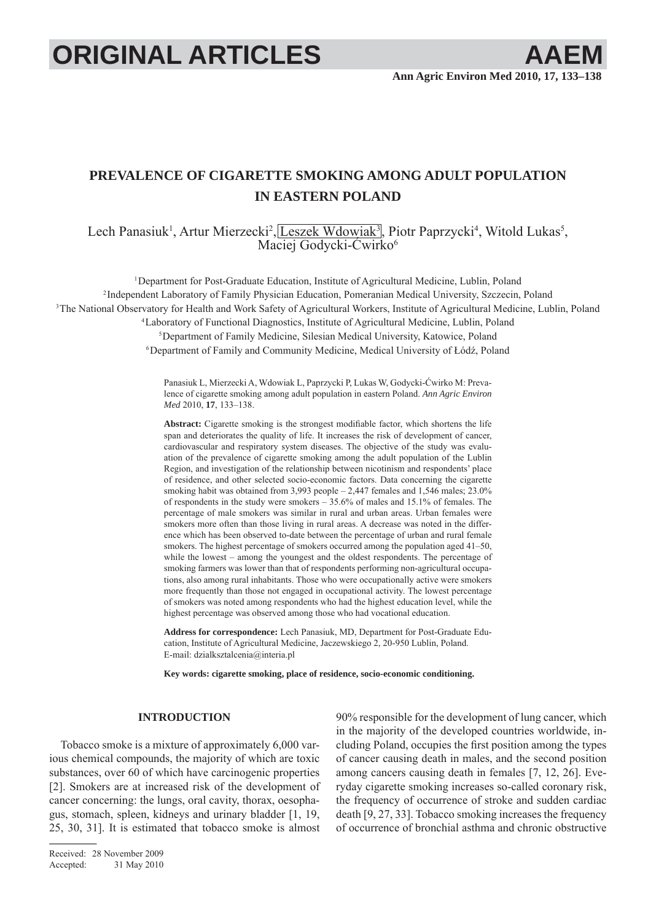# PREVALENCE OF CIGARETTE SMOKING AMONG ADULT POPULATION IN EASTERN POLAND

Lech Panasiuk[1], Artur Mierzecki[2], Leszek Wdowiak[3], Piotr Paprzycki[4], Witold Lukas[5], Maciej Godycki-Ćwirko[6]

[1]Department for Post-Graduate Education, Institute of Agricultural Medicine, Lublin, Poland
[2]Independent Laboratory of Family Physician Education, Pomeranian Medical University, Szczecin, Poland
[3]The National Observatory for Health and Work Safety of Agricultural Workers, Institute of Agricultural Medicine, Lublin, Poland
[4]Laboratory of Functional Diagnostics, Institute of Agricultural Medicine, Lublin, Poland
[5]Department of Family Medicine, Silesian Medical University, Katowice, Poland
[6]Department of Family and Community Medicine, Medical University of Łódź, Poland

Panasiuk L, Mierzecki A, Wdowiak L, Paprzycki P, Lukas W, Godycki-Ćwirko M: Prevalence of cigarette smoking among adult population in eastern Poland. *Ann Agric Environ Med* 2010, **17**, 133–138.

**Abstract:** Cigarette smoking is the strongest modifiable factor, which shortens the life span and deteriorates the quality of life. It increases the risk of development of cancer, cardiovascular and respiratory system diseases. The objective of the study was evaluation of the prevalence of cigarette smoking among the adult population of the Lublin Region, and investigation of the relationship between nicotinism and respondents' place of residence, and other selected socio-economic factors. Data concerning the cigarette smoking habit was obtained from 3,993 people – 2,447 females and 1,546 males; 23.0% of respondents in the study were smokers – 35.6% of males and 15.1% of females. The percentage of male smokers was similar in rural and urban areas. Urban females were smokers more often than those living in rural areas. A decrease was noted in the difference which has been observed to-date between the percentage of urban and rural female smokers. The highest percentage of smokers occurred among the population aged 41–50, while the lowest – among the youngest and the oldest respondents. The percentage of smoking farmers was lower than that of respondents performing non-agricultural occupations, also among rural inhabitants. Those who were occupationally active were smokers more frequently than those not engaged in occupational activity. The lowest percentage of smokers was noted among respondents who had the highest education level, while the highest percentage was observed among those who had vocational education.

**Address for correspondence:** Lech Panasiuk, MD, Department for Post-Graduate Education, Institute of Agricultural Medicine, Jaczewskiego 2, 20-950 Lublin, Poland. E-mail: dzialksztalcenia@interia.pl

**Key words: cigarette smoking, place of residence, socio-economic conditioning.**

## INTRODUCTION

Tobacco smoke is a mixture of approximately 6,000 various chemical compounds, the majority of which are toxic substances, over 60 of which have carcinogenic properties [2]. Smokers are at increased risk of the development of cancer concerning: the lungs, oral cavity, thorax, oesophagus, stomach, spleen, kidneys and urinary bladder [1, 19, 25, 30, 31]. It is estimated that tobacco smoke is almost 90% responsible for the development of lung cancer, which in the majority of the developed countries worldwide, including Poland, occupies the first position among the types of cancer causing death in males, and the second position among cancers causing death in females [7, 12, 26]. Everyday cigarette smoking increases so-called coronary risk, the frequency of occurrence of stroke and sudden cardiac death [9, 27, 33]. Tobacco smoking increases the frequency of occurrence of bronchial asthma and chronic obstructive

Received: 28 November 2009
Accepted: 31 May 2010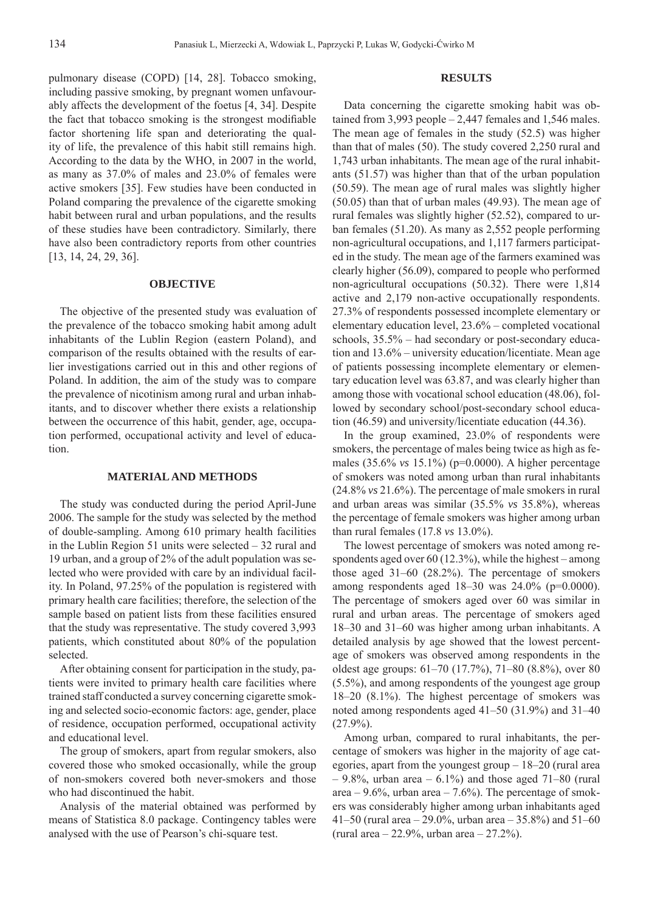pulmonary disease (COPD) [14, 28]. Tobacco smoking, including passive smoking, by pregnant women unfavourably affects the development of the foetus [4, 34]. Despite the fact that tobacco smoking is the strongest modifiable factor shortening life span and deteriorating the quality of life, the prevalence of this habit still remains high. According to the data by the WHO, in 2007 in the world, as many as 37.0% of males and 23.0% of females were active smokers [35]. Few studies have been conducted in Poland comparing the prevalence of the cigarette smoking habit between rural and urban populations, and the results of these studies have been contradictory. Similarly, there have also been contradictory reports from other countries [13, 14, 24, 29, 36].

## OBJECTIVE

The objective of the presented study was evaluation of the prevalence of the tobacco smoking habit among adult inhabitants of the Lublin Region (eastern Poland), and comparison of the results obtained with the results of earlier investigations carried out in this and other regions of Poland. In addition, the aim of the study was to compare the prevalence of nicotinism among rural and urban inhabitants, and to discover whether there exists a relationship between the occurrence of this habit, gender, age, occupation performed, occupational activity and level of education.

## MATERIAL AND METHODS

The study was conducted during the period April-June 2006. The sample for the study was selected by the method of double-sampling. Among 610 primary health facilities in the Lublin Region 51 units were selected – 32 rural and 19 urban, and a group of 2% of the adult population was selected who were provided with care by an individual facility. In Poland, 97.25% of the population is registered with primary health care facilities; therefore, the selection of the sample based on patient lists from these facilities ensured that the study was representative. The study covered 3,993 patients, which constituted about 80% of the population selected.

After obtaining consent for participation in the study, patients were invited to primary health care facilities where trained staff conducted a survey concerning cigarette smoking and selected socio-economic factors: age, gender, place of residence, occupation performed, occupational activity and educational level.

The group of smokers, apart from regular smokers, also covered those who smoked occasionally, while the group of non-smokers covered both never-smokers and those who had discontinued the habit.

Analysis of the material obtained was performed by means of Statistica 8.0 package. Contingency tables were analysed with the use of Pearson's chi-square test.

## RESULTS

Data concerning the cigarette smoking habit was obtained from 3,993 people – 2,447 females and 1,546 males. The mean age of females in the study (52.5) was higher than that of males (50). The study covered 2,250 rural and 1,743 urban inhabitants. The mean age of the rural inhabitants (51.57) was higher than that of the urban population (50.59). The mean age of rural males was slightly higher (50.05) than that of urban males (49.93). The mean age of rural females was slightly higher (52.52), compared to urban females (51.20). As many as 2,552 people performing non-agricultural occupations, and 1,117 farmers participated in the study. The mean age of the farmers examined was clearly higher (56.09), compared to people who performed non-agricultural occupations (50.32). There were 1,814 active and 2,179 non-active occupationally respondents. 27.3% of respondents possessed incomplete elementary or elementary education level, 23.6% – completed vocational schools, 35.5% – had secondary or post-secondary education and 13.6% – university education/licentiate. Mean age of patients possessing incomplete elementary or elementary education level was 63.87, and was clearly higher than among those with vocational school education (48.06), followed by secondary school/post-secondary school education (46.59) and university/licentiate education (44.36).

In the group examined, 23.0% of respondents were smokers, the percentage of males being twice as high as females (35.6% *vs* 15.1%) (p=0.0000). A higher percentage of smokers was noted among urban than rural inhabitants (24.8% *vs* 21.6%). The percentage of male smokers in rural and urban areas was similar (35.5% *vs* 35.8%), whereas the percentage of female smokers was higher among urban than rural females (17.8 *vs* 13.0%).

The lowest percentage of smokers was noted among respondents aged over 60 (12.3%), while the highest – among those aged 31–60 (28.2%). The percentage of smokers among respondents aged 18–30 was 24.0% (p=0.0000). The percentage of smokers aged over 60 was similar in rural and urban areas. The percentage of smokers aged 18–30 and 31–60 was higher among urban inhabitants. A detailed analysis by age showed that the lowest percentage of smokers was observed among respondents in the oldest age groups: 61–70 (17.7%), 71–80 (8.8%), over 80 (5.5%), and among respondents of the youngest age group 18–20 (8.1%). The highest percentage of smokers was noted among respondents aged 41–50 (31.9%) and 31–40 (27.9%).

Among urban, compared to rural inhabitants, the percentage of smokers was higher in the majority of age categories, apart from the youngest group – 18–20 (rural area – 9.8%, urban area – 6.1%) and those aged 71–80 (rural area – 9.6%, urban area – 7.6%). The percentage of smokers was considerably higher among urban inhabitants aged 41–50 (rural area – 29.0%, urban area – 35.8%) and 51–60 (rural area – 22.9%, urban area – 27.2%).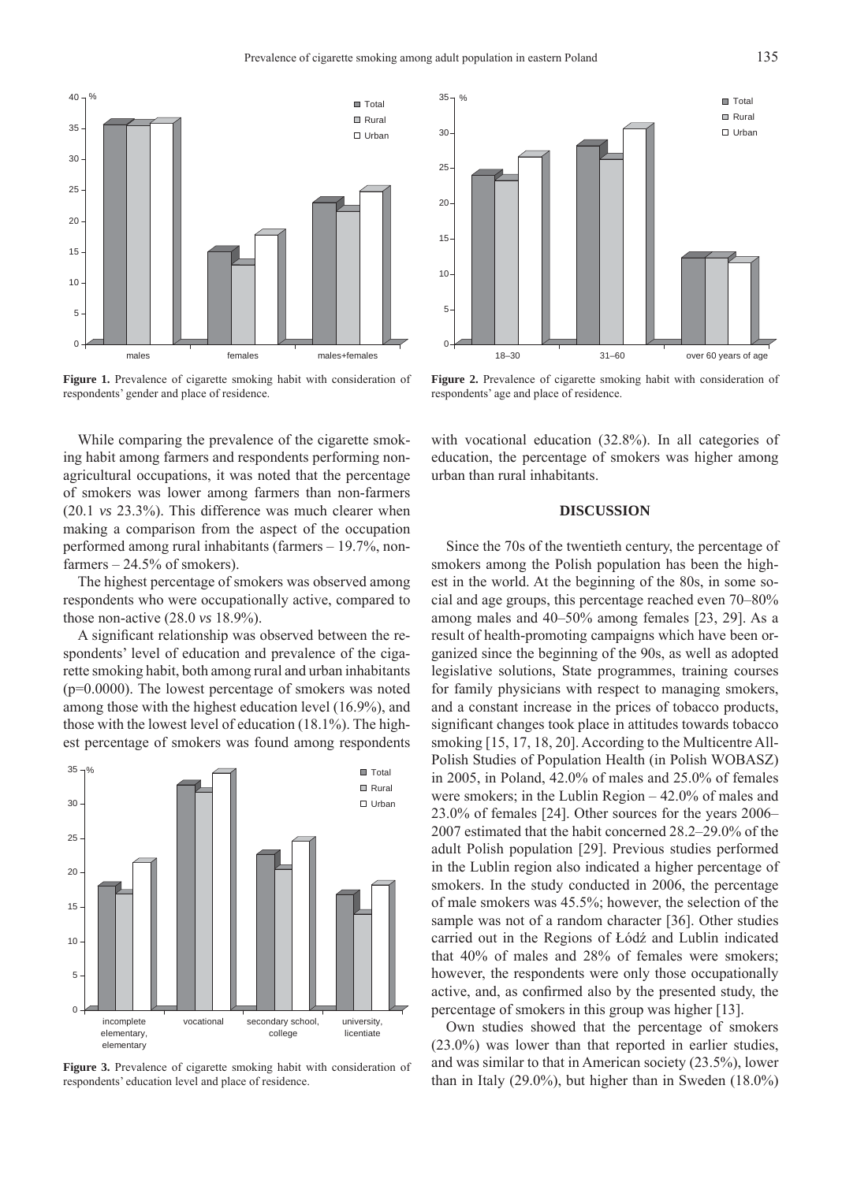Figure 1. Prevalence of cigarette smoking habit with consideration of respondents' gender and place of residence.

Figure 2. Prevalence of cigarette smoking habit with consideration of respondents' age and place of residence.

While comparing the prevalence of the cigarette smoking habit among farmers and respondents performing non-agricultural occupations, it was noted that the percentage of smokers was lower among farmers than non-farmers (20.1 *vs* 23.3%). This difference was much clearer when making a comparison from the aspect of the occupation performed among rural inhabitants (farmers – 19.7%, non-farmers – 24.5% of smokers).

The highest percentage of smokers was observed among respondents who were occupationally active, compared to those non-active (28.0 *vs* 18.9%).

A significant relationship was observed between the respondents' level of education and prevalence of the cigarette smoking habit, both among rural and urban inhabitants (p=0.0000). The lowest percentage of smokers was noted among those with the highest education level (16.9%), and those with the lowest level of education (18.1%). The highest percentage of smokers was found among respondents with vocational education (32.8%). In all categories of education, the percentage of smokers was higher among urban than rural inhabitants.

Figure 3. Prevalence of cigarette smoking habit with consideration of respondents' education level and place of residence.

## DISCUSSION

Since the 70s of the twentieth century, the percentage of smokers among the Polish population has been the highest in the world. At the beginning of the 80s, in some social and age groups, this percentage reached even 70–80% among males and 40–50% among females [23, 29]. As a result of health-promoting campaigns which have been organized since the beginning of the 90s, as well as adopted legislative solutions, State programmes, training courses for family physicians with respect to managing smokers, and a constant increase in the prices of tobacco products, significant changes took place in attitudes towards tobacco smoking [15, 17, 18, 20]. According to the Multicentre All-Polish Studies of Population Health (in Polish WOBASZ) in 2005, in Poland, 42.0% of males and 25.0% of females were smokers; in the Lublin Region – 42.0% of males and 23.0% of females [24]. Other sources for the years 2006–2007 estimated that the habit concerned 28.2–29.0% of the adult Polish population [29]. Previous studies performed in the Lublin region also indicated a higher percentage of smokers. In the study conducted in 2006, the percentage of male smokers was 45.5%; however, the selection of the sample was not of a random character [36]. Other studies carried out in the Regions of Łódź and Lublin indicated that 40% of males and 28% of females were smokers; however, the respondents were only those occupationally active, and, as confirmed also by the presented study, the percentage of smokers in this group was higher [13].

Own studies showed that the percentage of smokers (23.0%) was lower than that reported in earlier studies, and was similar to that in American society (23.5%), lower than in Italy (29.0%), but higher than in Sweden (18.0%)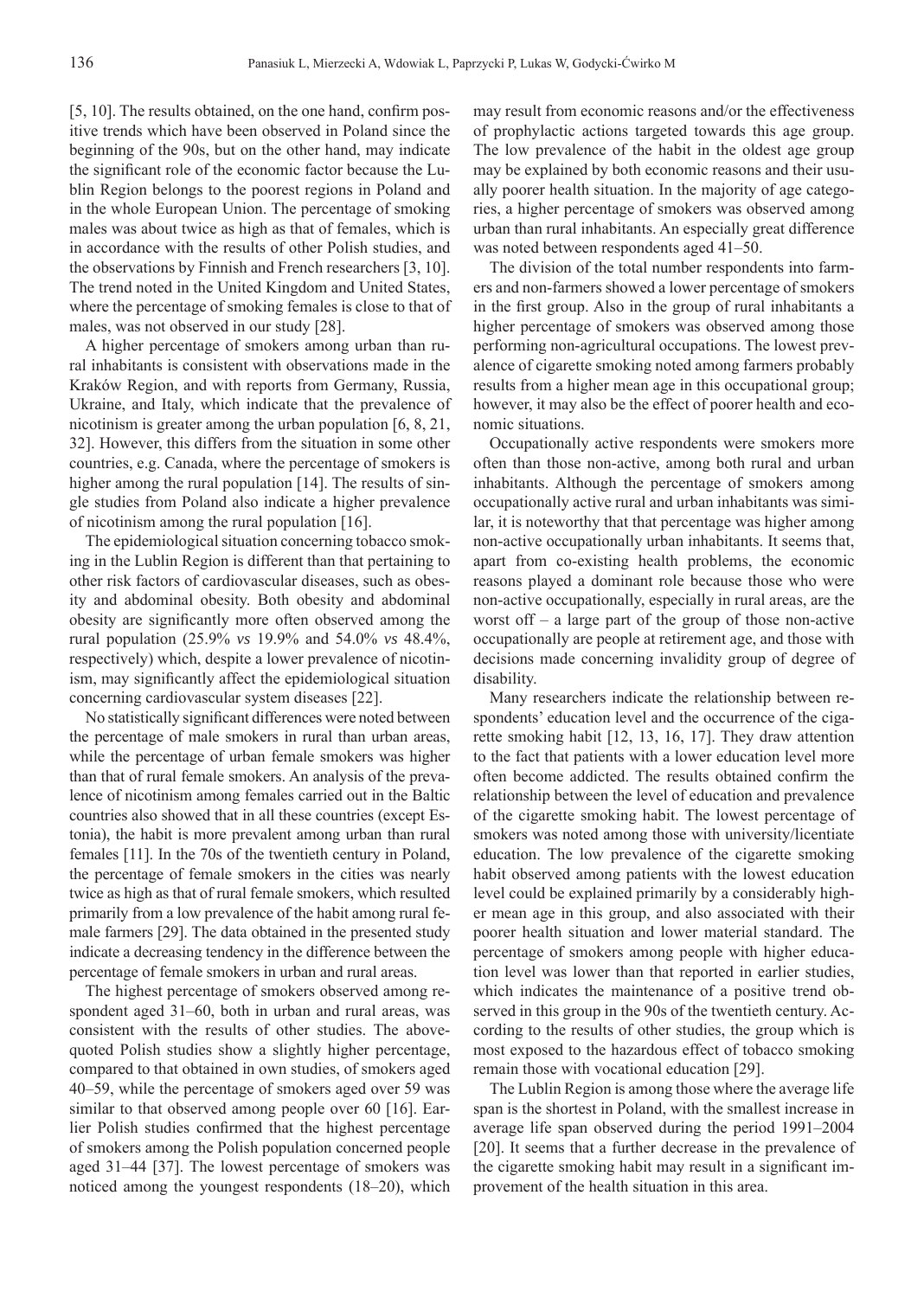[5, 10]. The results obtained, on the one hand, confirm positive trends which have been observed in Poland since the beginning of the 90s, but on the other hand, may indicate the significant role of the economic factor because the Lublin Region belongs to the poorest regions in Poland and in the whole European Union. The percentage of smoking males was about twice as high as that of females, which is in accordance with the results of other Polish studies, and the observations by Finnish and French researchers [3, 10]. The trend noted in the United Kingdom and United States, where the percentage of smoking females is close to that of males, was not observed in our study [28].

A higher percentage of smokers among urban than rural inhabitants is consistent with observations made in the Kraków Region, and with reports from Germany, Russia, Ukraine, and Italy, which indicate that the prevalence of nicotinism is greater among the urban population [6, 8, 21, 32]. However, this differs from the situation in some other countries, e.g. Canada, where the percentage of smokers is higher among the rural population [14]. The results of single studies from Poland also indicate a higher prevalence of nicotinism among the rural population [16].

The epidemiological situation concerning tobacco smoking in the Lublin Region is different than that pertaining to other risk factors of cardiovascular diseases, such as obesity and abdominal obesity. Both obesity and abdominal obesity are significantly more often observed among the rural population (25.9% *vs* 19.9% and 54.0% *vs* 48.4%, respectively) which, despite a lower prevalence of nicotinism, may significantly affect the epidemiological situation concerning cardiovascular system diseases [22].

No statistically significant differences were noted between the percentage of male smokers in rural than urban areas, while the percentage of urban female smokers was higher than that of rural female smokers. An analysis of the prevalence of nicotinism among females carried out in the Baltic countries also showed that in all these countries (except Estonia), the habit is more prevalent among urban than rural females [11]. In the 70s of the twentieth century in Poland, the percentage of female smokers in the cities was nearly twice as high as that of rural female smokers, which resulted primarily from a low prevalence of the habit among rural female farmers [29]. The data obtained in the presented study indicate a decreasing tendency in the difference between the percentage of female smokers in urban and rural areas.

The highest percentage of smokers observed among respondent aged 31–60, both in urban and rural areas, was consistent with the results of other studies. The above-quoted Polish studies show a slightly higher percentage, compared to that obtained in own studies, of smokers aged 40–59, while the percentage of smokers aged over 59 was similar to that observed among people over 60 [16]. Earlier Polish studies confirmed that the highest percentage of smokers among the Polish population concerned people aged 31–44 [37]. The lowest percentage of smokers was noticed among the youngest respondents (18–20), which may result from economic reasons and/or the effectiveness of prophylactic actions targeted towards this age group. The low prevalence of the habit in the oldest age group may be explained by both economic reasons and their usually poorer health situation. In the majority of age categories, a higher percentage of smokers was observed among urban than rural inhabitants. An especially great difference was noted between respondents aged 41–50.

The division of the total number respondents into farmers and non-farmers showed a lower percentage of smokers in the first group. Also in the group of rural inhabitants a higher percentage of smokers was observed among those performing non-agricultural occupations. The lowest prevalence of cigarette smoking noted among farmers probably results from a higher mean age in this occupational group; however, it may also be the effect of poorer health and economic situations.

Occupationally active respondents were smokers more often than those non-active, among both rural and urban inhabitants. Although the percentage of smokers among occupationally active rural and urban inhabitants was similar, it is noteworthy that that percentage was higher among non-active occupationally urban inhabitants. It seems that, apart from co-existing health problems, the economic reasons played a dominant role because those who were non-active occupationally, especially in rural areas, are the worst off – a large part of the group of those non-active occupationally are people at retirement age, and those with decisions made concerning invalidity group of degree of disability.

Many researchers indicate the relationship between respondents' education level and the occurrence of the cigarette smoking habit [12, 13, 16, 17]. They draw attention to the fact that patients with a lower education level more often become addicted. The results obtained confirm the relationship between the level of education and prevalence of the cigarette smoking habit. The lowest percentage of smokers was noted among those with university/licentiate education. The low prevalence of the cigarette smoking habit observed among patients with the lowest education level could be explained primarily by a considerably higher mean age in this group, and also associated with their poorer health situation and lower material standard. The percentage of smokers among people with higher education level was lower than that reported in earlier studies, which indicates the maintenance of a positive trend observed in this group in the 90s of the twentieth century. According to the results of other studies, the group which is most exposed to the hazardous effect of tobacco smoking remain those with vocational education [29].

The Lublin Region is among those where the average life span is the shortest in Poland, with the smallest increase in average life span observed during the period 1991–2004 [20]. It seems that a further decrease in the prevalence of the cigarette smoking habit may result in a significant improvement of the health situation in this area.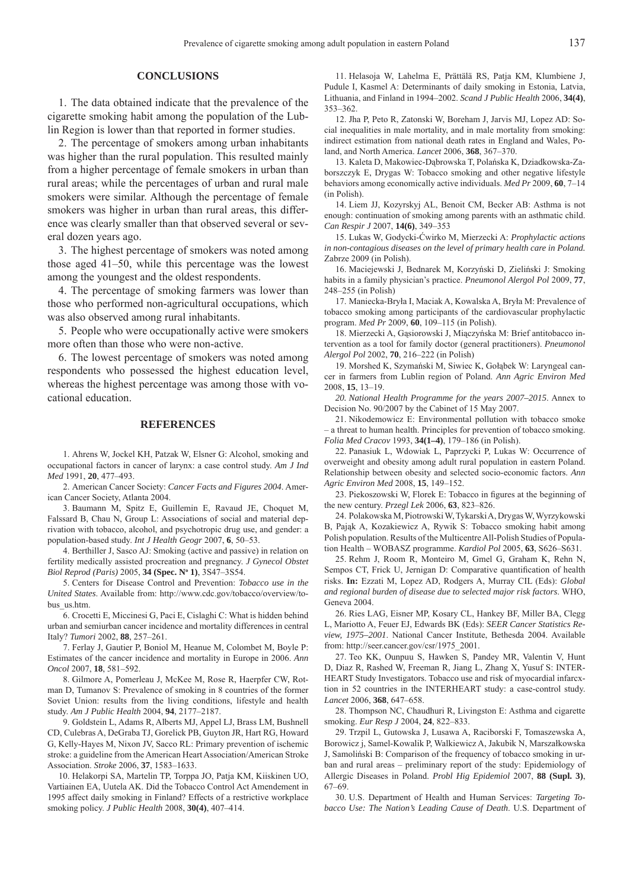## CONCLUSIONS

1. The data obtained indicate that the prevalence of the cigarette smoking habit among the population of the Lublin Region is lower than that reported in former studies.

2. The percentage of smokers among urban inhabitants was higher than the rural population. This resulted mainly from a higher percentage of female smokers in urban than rural areas; while the percentages of urban and rural male smokers were similar. Although the percentage of female smokers was higher in urban than rural areas, this difference was clearly smaller than that observed several or several dozen years ago.

3. The highest percentage of smokers was noted among those aged 41–50, while this percentage was the lowest among the youngest and the oldest respondents.

4. The percentage of smoking farmers was lower than those who performed non-agricultural occupations, which was also observed among rural inhabitants.

5. People who were occupationally active were smokers more often than those who were non-active.

6. The lowest percentage of smokers was noted among respondents who possessed the highest education level, whereas the highest percentage was among those with vocational education.

## REFERENCES

1. Ahrens W, Jockel KH, Patzak W, Elsner G: Alcohol, smoking and occupational factors in cancer of larynx: a case control study. *Am J Ind Med* 1991, **20**, 477–493.

2. American Cancer Society: *Cancer Facts and Figures 2004*. American Cancer Society, Atlanta 2004.

3. Baumann M, Spitz E, Guillemin E, Ravaud JE, Choquet M, Falssard B, Chau N, Group L: Associations of social and material deprivation with tobacco, alcohol, and psychotropic drug use, and gender: a population-based study. *Int J Health Geogr* 2007, **6**, 50–53.

4. Berthiller J, Sasco AJ: Smoking (active and passive) in relation on fertility medically assisted procreation and pregnancy. *J Gynecol Obstet Biol Reprod (Paris)* 2005, **34 (Spec. Nº 1)**, 3S47–3S54.

5. Centers for Disease Control and Prevention: *Tobacco use in the United States*. Available from: http://www.cdc.gov/tobacco/overview/tobus_us.htm.

6. Crocetti E, Miccinesi G, Paci E, Cislaghi C: What is hidden behind urban and semiurban cancer incidence and mortality differences in central Italy? *Tumori* 2002, **88**, 257–261.

7. Ferlay J, Gautier P, Boniol M, Heanue M, Colombet M, Boyle P: Estimates of the cancer incidence and mortality in Europe in 2006. *Ann Oncol* 2007, **18**, 581–592.

8. Gilmore A, Pomerleau J, McKee M, Rose R, Haerpfer CW, Rotman D, Tumanov S: Prevalence of smoking in 8 countries of the former Soviet Union: results from the living conditions, lifestyle and health study. *Am J Public Health* 2004, **94**, 2177–2187.

9. Goldstein L, Adams R, Alberts MJ, Appel LJ, Brass LM, Bushnell CD, Culebras A, DeGraba TJ, Gorelick PB, Guyton JR, Hart RG, Howard G, Kelly-Hayes M, Nixon JV, Sacco RL: Primary prevention of ischemic stroke: a guideline from the American Heart Association/American Stroke Association. *Stroke* 2006, **37**, 1583–1633.

10. Helakorpi SA, Martelin TP, Torppa JO, Patja KM, Kiiskinen UO, Vartiainen EA, Uutela AK. Did the Tobacco Control Act Amendement in 1995 affect daily smoking in Finland? Effects of a restrictive workplace smoking policy. *J Public Health* 2008, **30(4)**, 407–414.

11. Helasoja W, Lahelma E, Prättälä RS, Patja KM, Klumbiene J, Pudule I, Kasmel A: Determinants of daily smoking in Estonia, Latvia, Lithuania, and Finland in 1994–2002. *Scand J Public Health* 2006, **34(4)**, 353–362.

12. Jha P, Peto R, Zatonski W, Boreham J, Jarvis MJ, Lopez AD: Social inequalities in male mortality, and in male mortality from smoking: indirect estimation from national death rates in England and Wales, Poland, and North America. *Lancet* 2006, **368**, 367–370.

13. Kaleta D, Makowiec-Dąbrowska T, Polańska K, Dziadkowska-Zaborszczyk E, Drygas W: Tobacco smoking and other negative lifestyle behaviors among economically active individuals. *Med Pr* 2009, **60**, 7–14 (in Polish).

14. Liem JJ, Kozyrskyj AL, Benoit CM, Becker AB: Asthma is not enough: continuation of smoking among parents with an asthmatic child. *Can Respir J* 2007, **14(6)**, 349–353

15. Lukas W, Godycki-Ćwirko M, Mierzecki A: *Prophylactic actions in non-contagious diseases on the level of primary health care in Poland.* Zabrze 2009 (in Polish).

16. Maciejewski J, Bednarek M, Korzyński D, Zieliński J: Smoking habits in a family physician's practice. *Pneumonol Alergol Pol* 2009, **77**, 248–255 (in Polish)

17. Maniecka-Bryła I, Maciak A, Kowalska A, Bryła M: Prevalence of tobacco smoking among participants of the cardiovascular prophylactic program. *Med Pr* 2009, **60**, 109–115 (in Polish).

18. Mierzecki A, Gąsiorowski J, Miączyńska M: Brief antitobacco intervention as a tool for family doctor (general practitioners). *Pneumonol Alergol Pol* 2002, **70**, 216–222 (in Polish)

19. Morshed K, Szymański M, Siwiec K, Gołąbek W: Laryngeal cancer in farmers from Lublin region of Poland. *Ann Agric Environ Med* 2008, **15**, 13–19.

*20. National Health Programme for the years 2007–2015*. Annex to Decision No. 90/2007 by the Cabinet of 15 May 2007.

21. Nikodemowicz E: Environmental pollution with tobacco smoke – a threat to human health. Principles for prevention of tobacco smoking. *Folia Med Cracov* 1993, **34(1–4)**, 179–186 (in Polish).

22. Panasiuk L, Wdowiak L, Paprzycki P, Lukas W: Occurrence of overweight and obesity among adult rural population in eastern Poland. Relationship between obesity and selected socio-economic factors. *Ann Agric Environ Med* 2008, **15**, 149–152.

23. Piekoszowski W, Florek E: Tobacco in figures at the beginning of the new century. *Przegl Lek* 2006, **63**, 823–826.

24. Polakowska M, Piotrowski W, Tykarski A, Drygas W, Wyrzykowski B, Pająk A, Kozakiewicz A, Rywik S: Tobacco smoking habit among Polish population. Results of the Multicentre All-Polish Studies of Population Health – WOBASZ programme. *Kardiol Pol* 2005, **63**, S626–S631.

25. Rehm J, Room R, Monteiro M, Gmel G, Graham K, Rehn N, Sempos CT, Frick U, Jernigan D: Comparative quantification of health risks. **In:** Ezzati M, Lopez AD, Rodgers A, Murray CIL (Eds): *Global and regional burden of disease due to selected major risk factors*. WHO, Geneva 2004.

26. Ries LAG, Eisner MP, Kosary CL, Hankey BF, Miller BA, Clegg L, Mariotto A, Feuer EJ, Edwards BK (Eds): *SEER Cancer Statistics Review, 1975–2001*. National Cancer Institute, Bethesda 2004. Available from: http://seer.cancer.gov/csr/1975_2001.

27. Teo KK, Ounpuu S, Hawken S, Pandey MR, Valentin V, Hunt D, Diaz R, Rashed W, Freeman R, Jiang L, Zhang X, Yusuf S: INTER-HEART Study Investigators. Tobacco use and risk of myocardial infarcxtion in 52 countries in the INTERHEART study: a case-control study. *Lancet* 2006, **368**, 647–658.

28. Thompson NC, Chaudhuri R, Livingston E: Asthma and cigarette smoking. *Eur Resp J* 2004, **24**, 822–833.

29. Trzpil L, Gutowska J, Lusawa A, Raciborski F, Tomaszewska A, Borowicz j, Samel-Kowalik P, Walkiewicz A, Jakubik N, Marszałkowska J, Samoliński B: Comparison of the frequency of tobacco smoking in urban and rural areas – preliminary report of the study: Epidemiology of Allergic Diseases in Poland. *Probl Hig Epidemiol* 2007, **88 (Supl. 3)**, 67–69.

30. U.S. Department of Health and Human Services: *Targeting Tobacco Use: The Nation's Leading Cause of Death*. U.S. Department of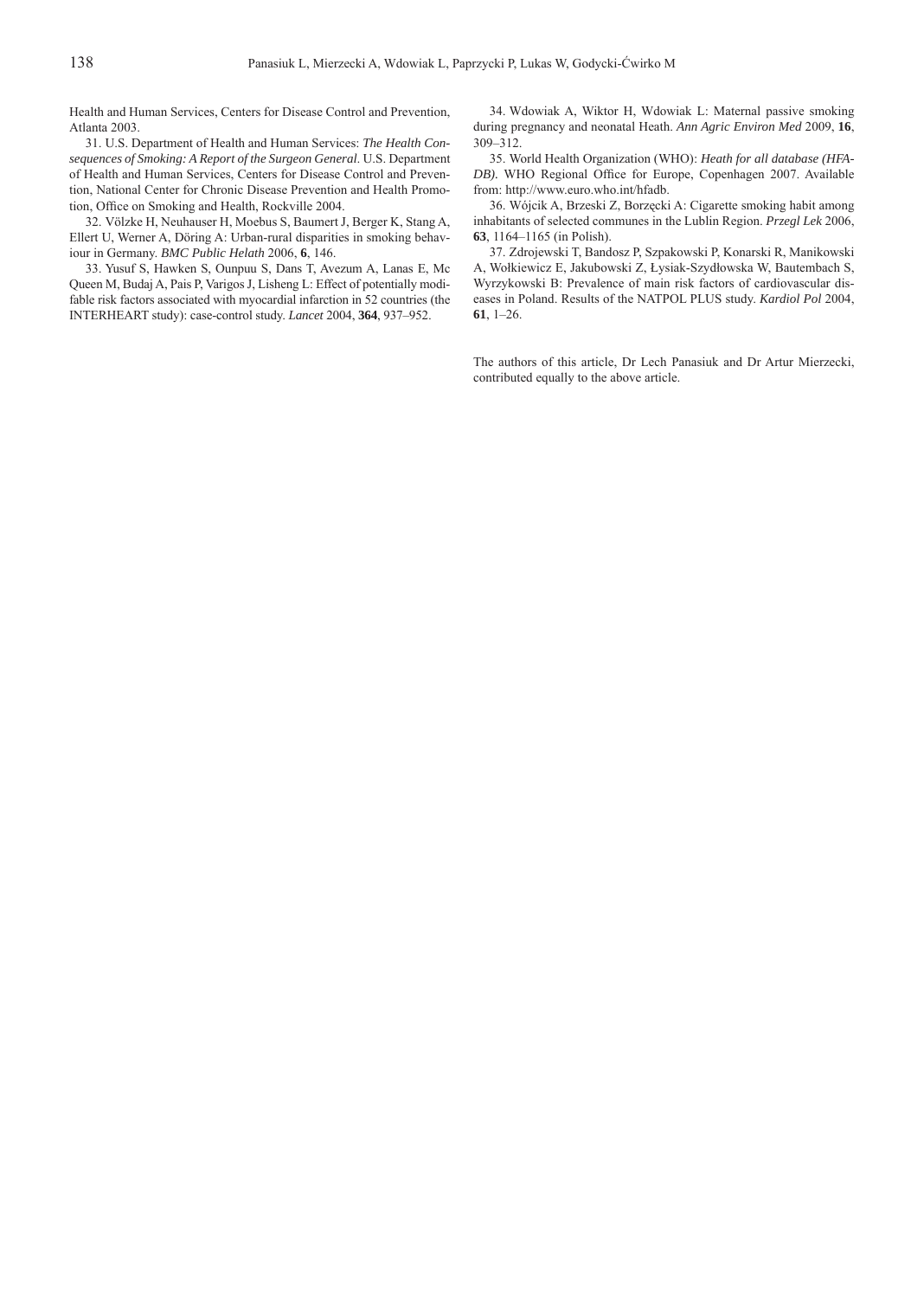Health and Human Services, Centers for Disease Control and Prevention, Atlanta 2003.

31. U.S. Department of Health and Human Services: *The Health Consequences of Smoking: A Report of the Surgeon General*. U.S. Department of Health and Human Services, Centers for Disease Control and Prevention, National Center for Chronic Disease Prevention and Health Promotion, Office on Smoking and Health, Rockville 2004.

32. Völzke H, Neuhauser H, Moebus S, Baumert J, Berger K, Stang A, Ellert U, Werner A, Döring A: Urban-rural disparities in smoking behaviour in Germany. *BMC Public Helath* 2006, **6**, 146.

33. Yusuf S, Hawken S, Ounpuu S, Dans T, Avezum A, Lanas E, Mc Queen M, Budaj A, Pais P, Varigos J, Lisheng L: Effect of potentially modifable risk factors associated with myocardial infarction in 52 countries (the INTERHEART study): case-control study. *Lancet* 2004, **364**, 937–952.

34. Wdowiak A, Wiktor H, Wdowiak L: Maternal passive smoking during pregnancy and neonatal Heath. *Ann Agric Environ Med* 2009, **16**, 309–312.

35. World Health Organization (WHO): *Heath for all database (HFA-DB)*. WHO Regional Office for Europe, Copenhagen 2007. Available from: http://www.euro.who.int/hfadb.

36. Wójcik A, Brzeski Z, Borzęcki A: Cigarette smoking habit among inhabitants of selected communes in the Lublin Region. *Przegl Lek* 2006, **63**, 1164–1165 (in Polish).

37. Zdrojewski T, Bandosz P, Szpakowski P, Konarski R, Manikowski A, Wołkiewicz E, Jakubowski Z, Łysiak-Szydłowska W, Bautembach S, Wyrzykowski B: Prevalence of main risk factors of cardiovascular diseases in Poland. Results of the NATPOL PLUS study. *Kardiol Pol* 2004, **61**, 1–26.

The authors of this article, Dr Lech Panasiuk and Dr Artur Mierzecki, contributed equally to the above article.